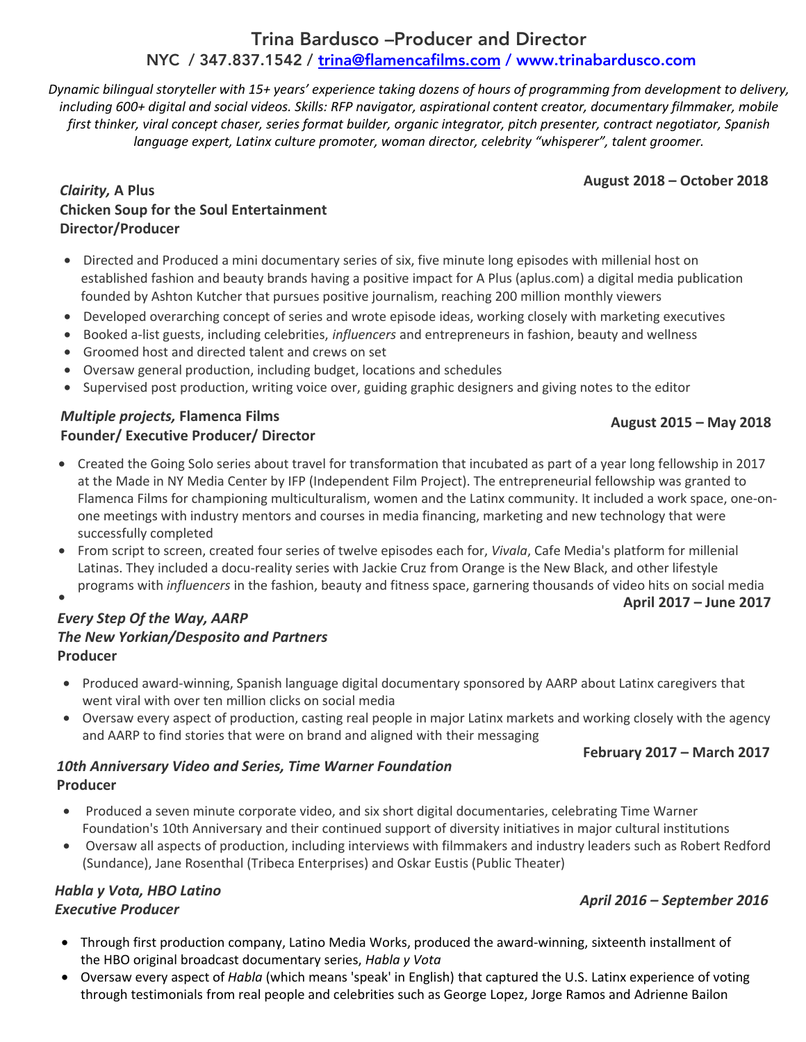# Trina Bardusco –Producer and Director

**NYC / 347.837.1542 / trina@flamencafilms.com / www.trinabardusco.com**

*Dynamic bilingual storyteller with 15+ years' experience taking dozens of hours of programming from development to delivery, including 600+ digital and social videos. Skills: RFP navigator, aspirational content creator, documentary filmmaker, mobile first thinker, viral concept chaser, series format builder, organic integrator, pitch presenter, contract negotiator, Spanish language expert, Latinx culture promoter, woman director, celebrity "whisperer", talent groomer.*

***Clairity,* A Plus** **August 2018 – October 2018**
**Chicken Soup for the Soul Entertainment**
**Director/Producer**

- Directed and Produced a mini documentary series of six, five minute long episodes with millenial host on established fashion and beauty brands having a positive impact for A Plus (aplus.com) a digital media publication founded by Ashton Kutcher that pursues positive journalism, reaching 200 million monthly viewers
- Developed overarching concept of series and wrote episode ideas, working closely with marketing executives
- Booked a-list guests, including celebrities, *influencers* and entrepreneurs in fashion, beauty and wellness
- Groomed host and directed talent and crews on set
- Oversaw general production, including budget, locations and schedules
- Supervised post production, writing voice over, guiding graphic designers and giving notes to the editor

***Multiple projects,* Flamenca Films** **August 2015 – May 2018**
**Founder/ Executive Producer/ Director**

- Created the Going Solo series about travel for transformation that incubated as part of a year long fellowship in 2017 at the Made in NY Media Center by IFP (Independent Film Project). The entrepreneurial fellowship was granted to Flamenca Films for championing multiculturalism, women and the Latinx community. It included a work space, one-on-one meetings with industry mentors and courses in media financing, marketing and new technology that were successfully completed
- From script to screen, created four series of twelve episodes each for, *Vivala*, Cafe Media's platform for millenial Latinas. They included a docu-reality series with Jackie Cruz from Orange is the New Black, and other lifestyle programs with *influencers* in the fashion, beauty and fitness space, garnering thousands of video hits on social media

***Every Step Of the Way, AARP*** **April 2017 – June 2017**
***The New Yorkian/Desposito and Partners***
**Producer**

- Produced award-winning, Spanish language digital documentary sponsored by AARP about Latinx caregivers that went viral with over ten million clicks on social media
- Oversaw every aspect of production, casting real people in major Latinx markets and working closely with the agency and AARP to find stories that were on brand and aligned with their messaging

***10th Anniversary Video and Series, Time Warner Foundation*** **February 2017 – March 2017**
**Producer**

- Produced a seven minute corporate video, and six short digital documentaries, celebrating Time Warner Foundation's 10th Anniversary and their continued support of diversity initiatives in major cultural institutions
- Oversaw all aspects of production, including interviews with filmmakers and industry leaders such as Robert Redford (Sundance), Jane Rosenthal (Tribeca Enterprises) and Oskar Eustis (Public Theater)

***Habla y Vota, HBO Latino*** ***April 2016 – September 2016***
***Executive Producer***

- Through first production company, Latino Media Works, produced the award-winning, sixteenth installment of the HBO original broadcast documentary series, *Habla y Vota*
- Oversaw every aspect of *Habla* (which means 'speak' in English) that captured the U.S. Latinx experience of voting through testimonials from real people and celebrities such as George Lopez, Jorge Ramos and Adrienne Bailon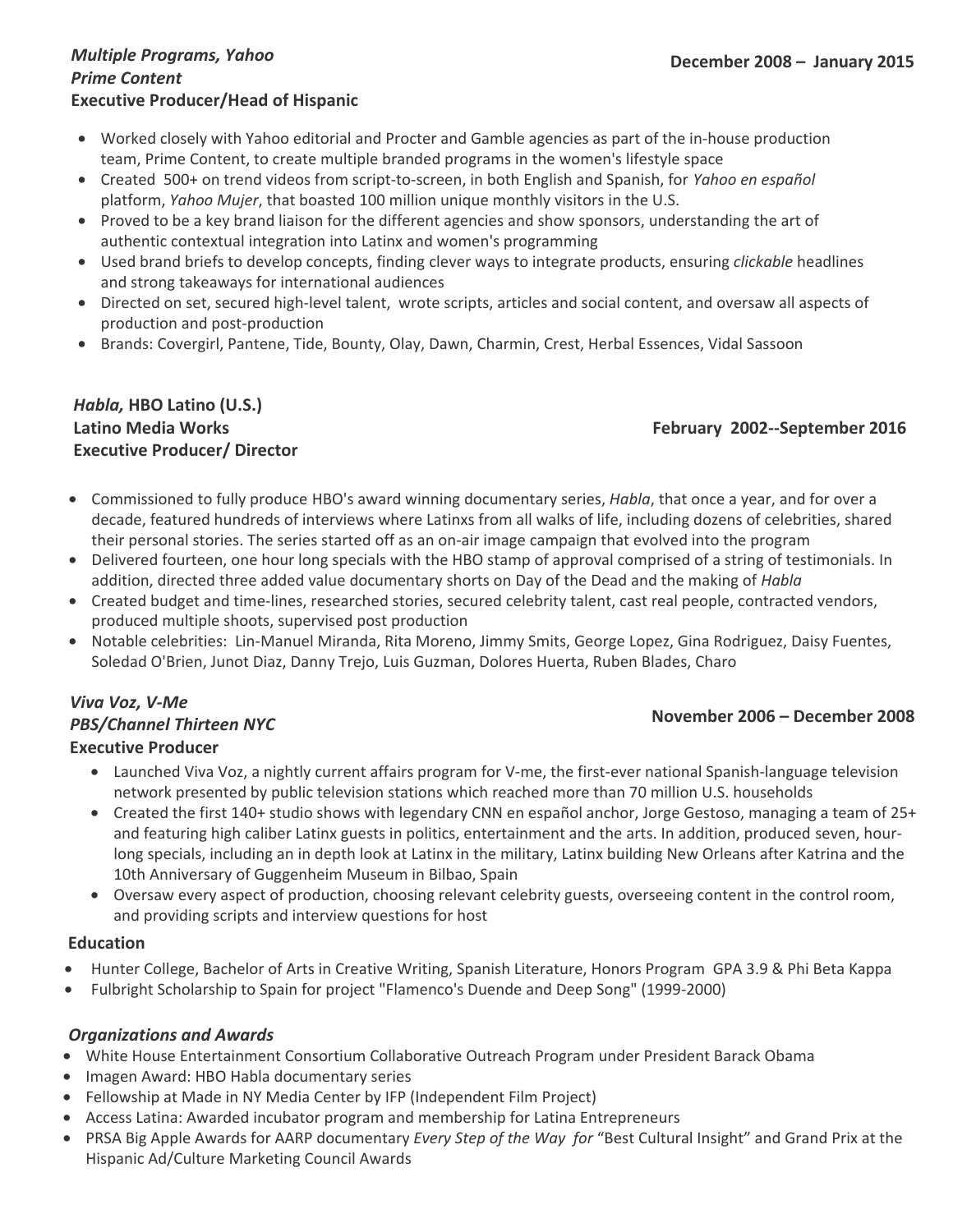***Multiple Programs, Yahoo***
***Prime Content***
**Executive Producer/Head of Hispanic**

**December 2008 – January 2015**

- Worked closely with Yahoo editorial and Procter and Gamble agencies as part of the in-house production team, Prime Content, to create multiple branded programs in the women's lifestyle space
- Created 500+ on trend videos from script-to-screen, in both English and Spanish, for *Yahoo en español* platform, *Yahoo Mujer*, that boasted 100 million unique monthly visitors in the U.S.
- Proved to be a key brand liaison for the different agencies and show sponsors, understanding the art of authentic contextual integration into Latinx and women's programming
- Used brand briefs to develop concepts, finding clever ways to integrate products, ensuring *clickable* headlines and strong takeaways for international audiences
- Directed on set, secured high-level talent, wrote scripts, articles and social content, and oversaw all aspects of production and post-production
- Brands: Covergirl, Pantene, Tide, Bounty, Olay, Dawn, Charmin, Crest, Herbal Essences, Vidal Sassoon

***Habla,* HBO Latino (U.S.)**
**Latino Media Works**
**Executive Producer/ Director**

**February 2002--September 2016**

- Commissioned to fully produce HBO's award winning documentary series, *Habla*, that once a year, and for over a decade, featured hundreds of interviews where Latinxs from all walks of life, including dozens of celebrities, shared their personal stories. The series started off as an on-air image campaign that evolved into the program
- Delivered fourteen, one hour long specials with the HBO stamp of approval comprised of a string of testimonials. In addition, directed three added value documentary shorts on Day of the Dead and the making of *Habla*
- Created budget and time-lines, researched stories, secured celebrity talent, cast real people, contracted vendors, produced multiple shoots, supervised post production
- Notable celebrities: Lin-Manuel Miranda, Rita Moreno, Jimmy Smits, George Lopez, Gina Rodriguez, Daisy Fuentes, Soledad O'Brien, Junot Diaz, Danny Trejo, Luis Guzman, Dolores Huerta, Ruben Blades, Charo

***Viva Voz, V-Me***
***PBS/Channel Thirteen NYC***
**Executive Producer**

**November 2006 – December 2008**

- Launched Viva Voz, a nightly current affairs program for V-me, the first-ever national Spanish-language television network presented by public television stations which reached more than 70 million U.S. households
- Created the first 140+ studio shows with legendary CNN en español anchor, Jorge Gestoso, managing a team of 25+ and featuring high caliber Latinx guests in politics, entertainment and the arts. In addition, produced seven, hour-long specials, including an in depth look at Latinx in the military, Latinx building New Orleans after Katrina and the 10th Anniversary of Guggenheim Museum in Bilbao, Spain
- Oversaw every aspect of production, choosing relevant celebrity guests, overseeing content in the control room, and providing scripts and interview questions for host

## Education

- Hunter College, Bachelor of Arts in Creative Writing, Spanish Literature, Honors Program GPA 3.9 & Phi Beta Kappa
- Fulbright Scholarship to Spain for project "Flamenco's Duende and Deep Song" (1999-2000)

## *Organizations and Awards*

- White House Entertainment Consortium Collaborative Outreach Program under President Barack Obama
- Imagen Award: HBO Habla documentary series
- Fellowship at Made in NY Media Center by IFP (Independent Film Project)
- Access Latina: Awarded incubator program and membership for Latina Entrepreneurs
- PRSA Big Apple Awards for AARP documentary *Every Step of the Way for* "Best Cultural Insight" and Grand Prix at the Hispanic Ad/Culture Marketing Council Awards